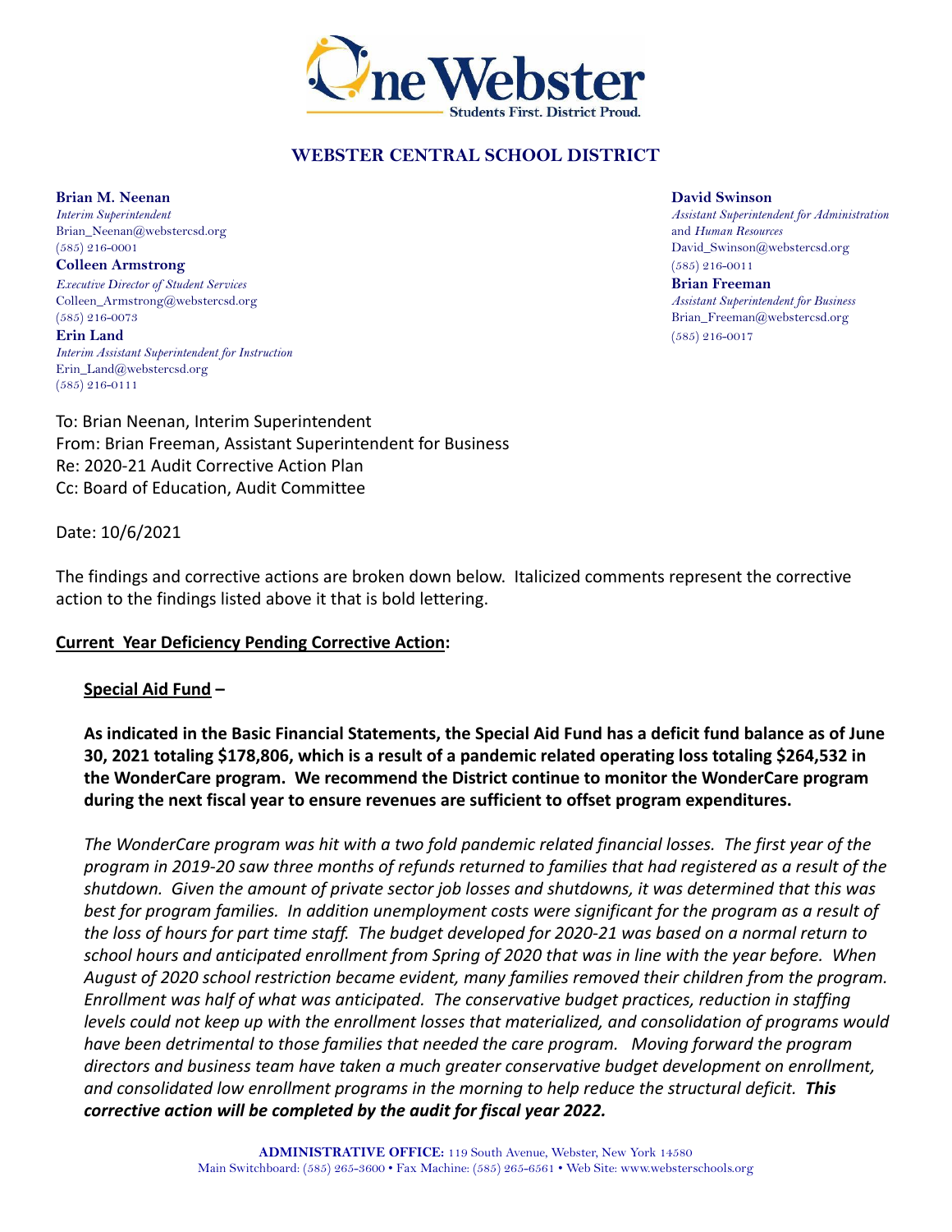# WEBSTER CENTRAL SCHOOL DISTRICT

**Brian M. Neenan**
*Interim Superintendent*
Brian_Neenan@webstercsd.org
(585) 216-0001

**Colleen Armstrong**
*Executive Director of Student Services*
Colleen_Armstrong@webstercsd.org
(585) 216-0073

**Erin Land**
*Interim Assistant Superintendent for Instruction*
Erin_Land@webstercsd.org
(585) 216-0111

**David Swinson**
*Assistant Superintendent for Administration* and *Human Resources*
David_Swinson@webstercsd.org
(585) 216-0011

**Brian Freeman**
*Assistant Superintendent for Business*
Brian_Freeman@webstercsd.org
(585) 216-0017

To: Brian Neenan, Interim Superintendent
From: Brian Freeman, Assistant Superintendent for Business
Re: 2020-21 Audit Corrective Action Plan
Cc: Board of Education, Audit Committee

Date: 10/6/2021

The findings and corrective actions are broken down below. Italicized comments represent the corrective action to the findings listed above it that is bold lettering.

**Current Year Deficiency Pending Corrective Action:**

**Special Aid Fund –**

**As indicated in the Basic Financial Statements, the Special Aid Fund has a deficit fund balance as of June 30, 2021 totaling $178,806, which is a result of a pandemic related operating loss totaling $264,532 in the WonderCare program. We recommend the District continue to monitor the WonderCare program during the next fiscal year to ensure revenues are sufficient to offset program expenditures.**

*The WonderCare program was hit with a two fold pandemic related financial losses. The first year of the program in 2019-20 saw three months of refunds returned to families that had registered as a result of the shutdown. Given the amount of private sector job losses and shutdowns, it was determined that this was best for program families. In addition unemployment costs were significant for the program as a result of the loss of hours for part time staff. The budget developed for 2020-21 was based on a normal return to school hours and anticipated enrollment from Spring of 2020 that was in line with the year before. When August of 2020 school restriction became evident, many families removed their children from the program. Enrollment was half of what was anticipated. The conservative budget practices, reduction in staffing levels could not keep up with the enrollment losses that materialized, and consolidation of programs would have been detrimental to those families that needed the care program. Moving forward the program directors and business team have taken a much greater conservative budget development on enrollment, and consolidated low enrollment programs in the morning to help reduce the structural deficit.* ***This corrective action will be completed by the audit for fiscal year 2022.***

**ADMINISTRATIVE OFFICE:** 119 South Avenue, Webster, New York 14580
Main Switchboard: (585) 265-3600 • Fax Machine: (585) 265-6561 • Web Site: www.websterschools.org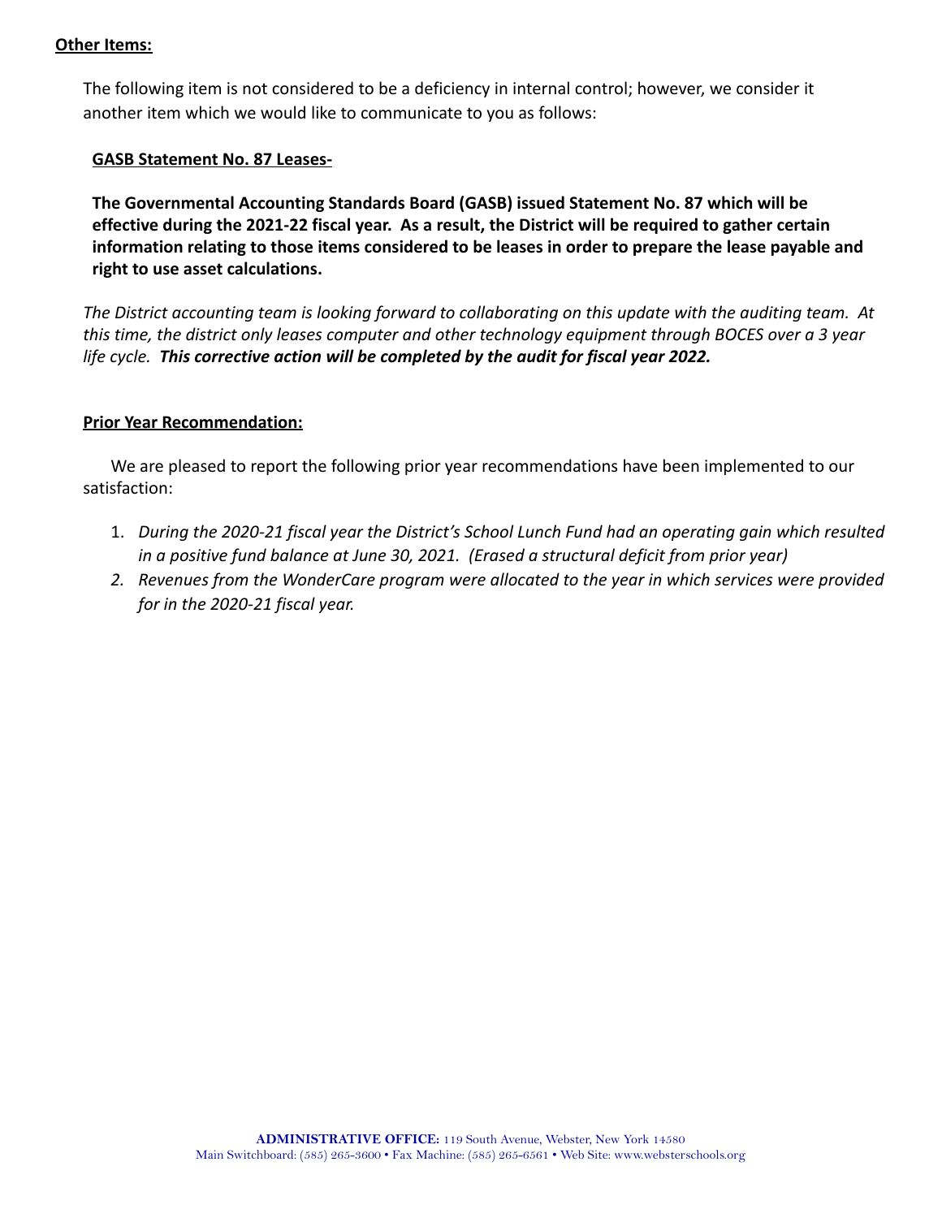**Other Items:**

The following item is not considered to be a deficiency in internal control; however, we consider it another item which we would like to communicate to you as follows:

**GASB Statement No. 87 Leases-**

**The Governmental Accounting Standards Board (GASB) issued Statement No. 87 which will be effective during the 2021-22 fiscal year. As a result, the District will be required to gather certain information relating to those items considered to be leases in order to prepare the lease payable and right to use asset calculations.**

*The District accounting team is looking forward to collaborating on this update with the auditing team. At this time, the district only leases computer and other technology equipment through BOCES over a 3 year life cycle.* ***This corrective action will be completed by the audit for fiscal year 2022.***

**Prior Year Recommendation:**

We are pleased to report the following prior year recommendations have been implemented to our satisfaction:

1. *During the 2020-21 fiscal year the District's School Lunch Fund had an operating gain which resulted in a positive fund balance at June 30, 2021. (Erased a structural deficit from prior year)*
2. *Revenues from the WonderCare program were allocated to the year in which services were provided for in the 2020-21 fiscal year.*